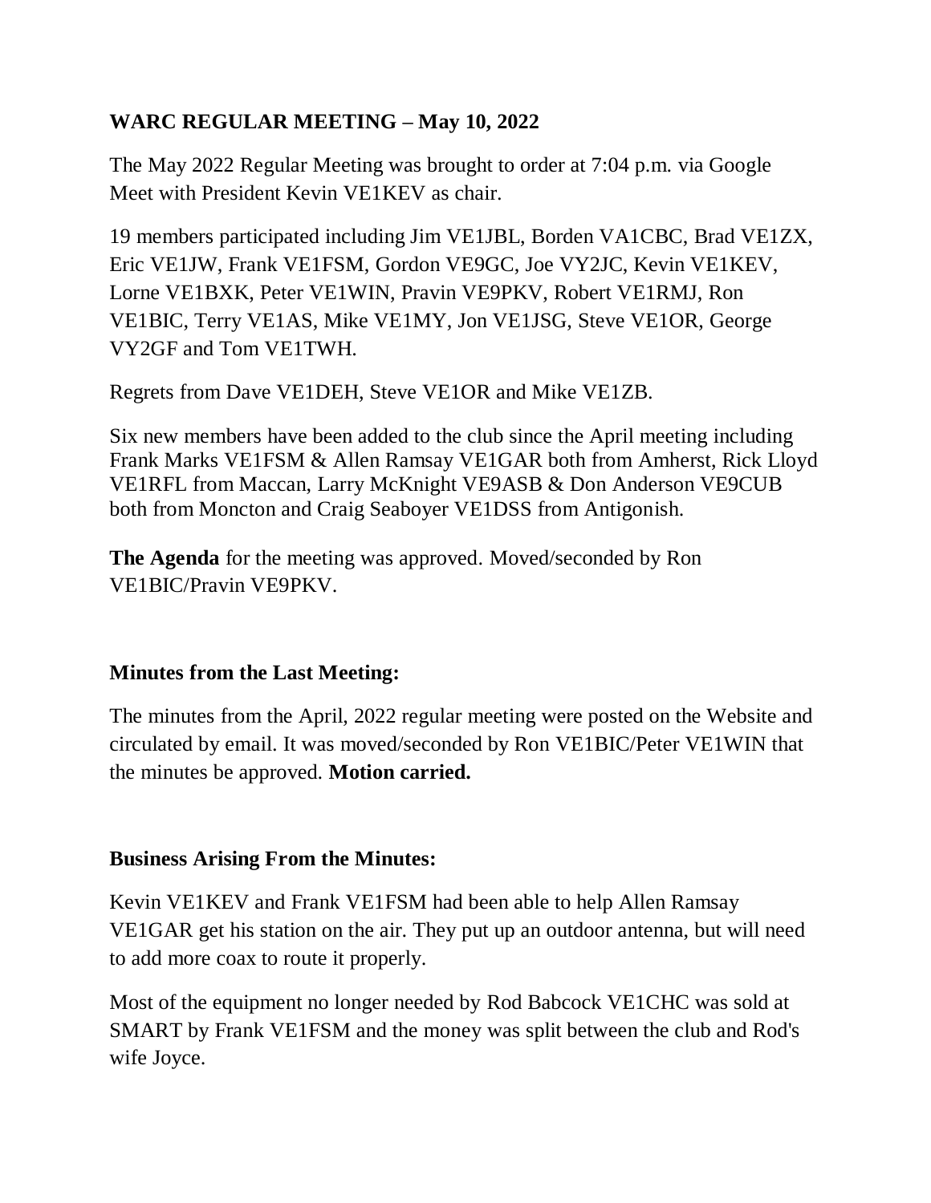## WARC REGULAR MEETING – May 10, 2022

The May 2022 Regular Meeting was brought to order at 7:04 p.m. via Google Meet with President Kevin VE1KEV as chair.

19 members participated including Jim VE1JBL, Borden VA1CBC, Brad VE1ZX, Eric VE1JW, Frank VE1FSM, Gordon VE9GC, Joe VY2JC, Kevin VE1KEV, Lorne VE1BXK, Peter VE1WIN, Pravin VE9PKV, Robert VE1RMJ, Ron VE1BIC, Terry VE1AS, Mike VE1MY, Jon VE1JSG, Steve VE1OR, George VY2GF and Tom VE1TWH.

Regrets from Dave VE1DEH, Steve VE1OR and Mike VE1ZB.

Six new members have been added to the club since the April meeting including Frank Marks VE1FSM & Allen Ramsay VE1GAR both from Amherst, Rick Lloyd VE1RFL from Maccan, Larry McKnight VE9ASB & Don Anderson VE9CUB both from Moncton and Craig Seaboyer VE1DSS from Antigonish.

**The Agenda** for the meeting was approved. Moved/seconded by Ron VE1BIC/Pravin VE9PKV.

### Minutes from the Last Meeting:

The minutes from the April, 2022 regular meeting were posted on the Website and circulated by email. It was moved/seconded by Ron VE1BIC/Peter VE1WIN that the minutes be approved. **Motion carried.**

### Business Arising From the Minutes:

Kevin VE1KEV and Frank VE1FSM had been able to help Allen Ramsay VE1GAR get his station on the air. They put up an outdoor antenna, but will need to add more coax to route it properly.

Most of the equipment no longer needed by Rod Babcock VE1CHC was sold at SMART by Frank VE1FSM and the money was split between the club and Rod's wife Joyce.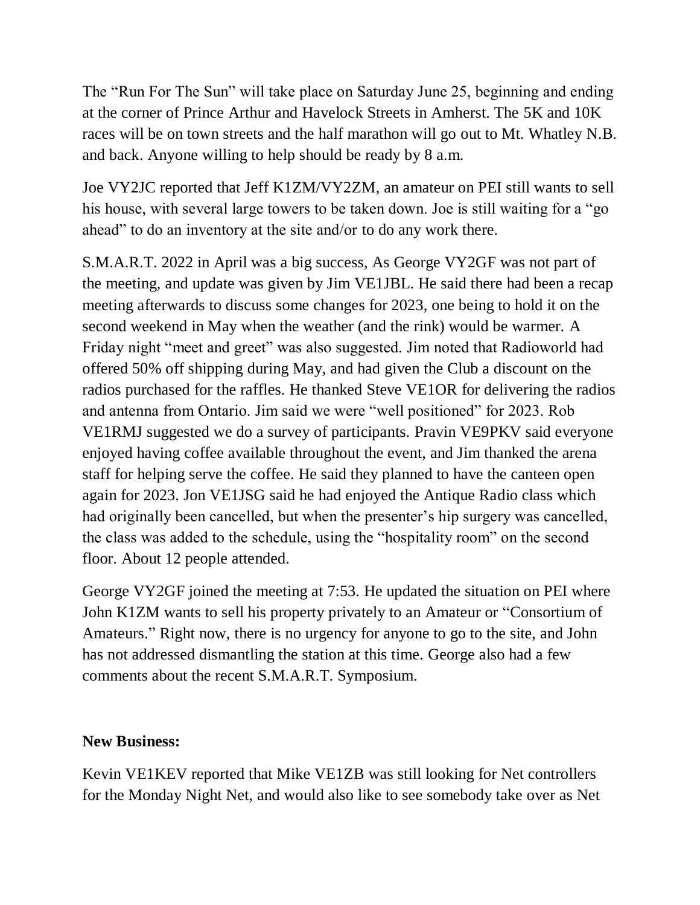The “Run For The Sun” will take place on Saturday June 25, beginning and ending at the corner of Prince Arthur and Havelock Streets in Amherst. The 5K and 10K races will be on town streets and the half marathon will go out to Mt. Whatley N.B. and back. Anyone willing to help should be ready by 8 a.m.

Joe VY2JC reported that Jeff K1ZM/VY2ZM, an amateur on PEI still wants to sell his house, with several large towers to be taken down. Joe is still waiting for a “go ahead” to do an inventory at the site and/or to do any work there.

S.M.A.R.T. 2022 in April was a big success, As George VY2GF was not part of the meeting, and update was given by Jim VE1JBL. He said there had been a recap meeting afterwards to discuss some changes for 2023, one being to hold it on the second weekend in May when the weather (and the rink) would be warmer. A Friday night “meet and greet” was also suggested. Jim noted that Radioworld had offered 50% off shipping during May, and had given the Club a discount on the radios purchased for the raffles. He thanked Steve VE1OR for delivering the radios and antenna from Ontario. Jim said we were “well positioned” for 2023. Rob VE1RMJ suggested we do a survey of participants. Pravin VE9PKV said everyone enjoyed having coffee available throughout the event, and Jim thanked the arena staff for helping serve the coffee. He said they planned to have the canteen open again for 2023. Jon VE1JSG said he had enjoyed the Antique Radio class which had originally been cancelled, but when the presenter’s hip surgery was cancelled, the class was added to the schedule, using the “hospitality room” on the second floor. About 12 people attended.

George VY2GF joined the meeting at 7:53. He updated the situation on PEI where John K1ZM wants to sell his property privately to an Amateur or “Consortium of Amateurs.” Right now, there is no urgency for anyone to go to the site, and John has not addressed dismantling the station at this time. George also had a few comments about the recent S.M.A.R.T. Symposium.

**New Business:**

Kevin VE1KEV reported that Mike VE1ZB was still looking for Net controllers for the Monday Night Net, and would also like to see somebody take over as Net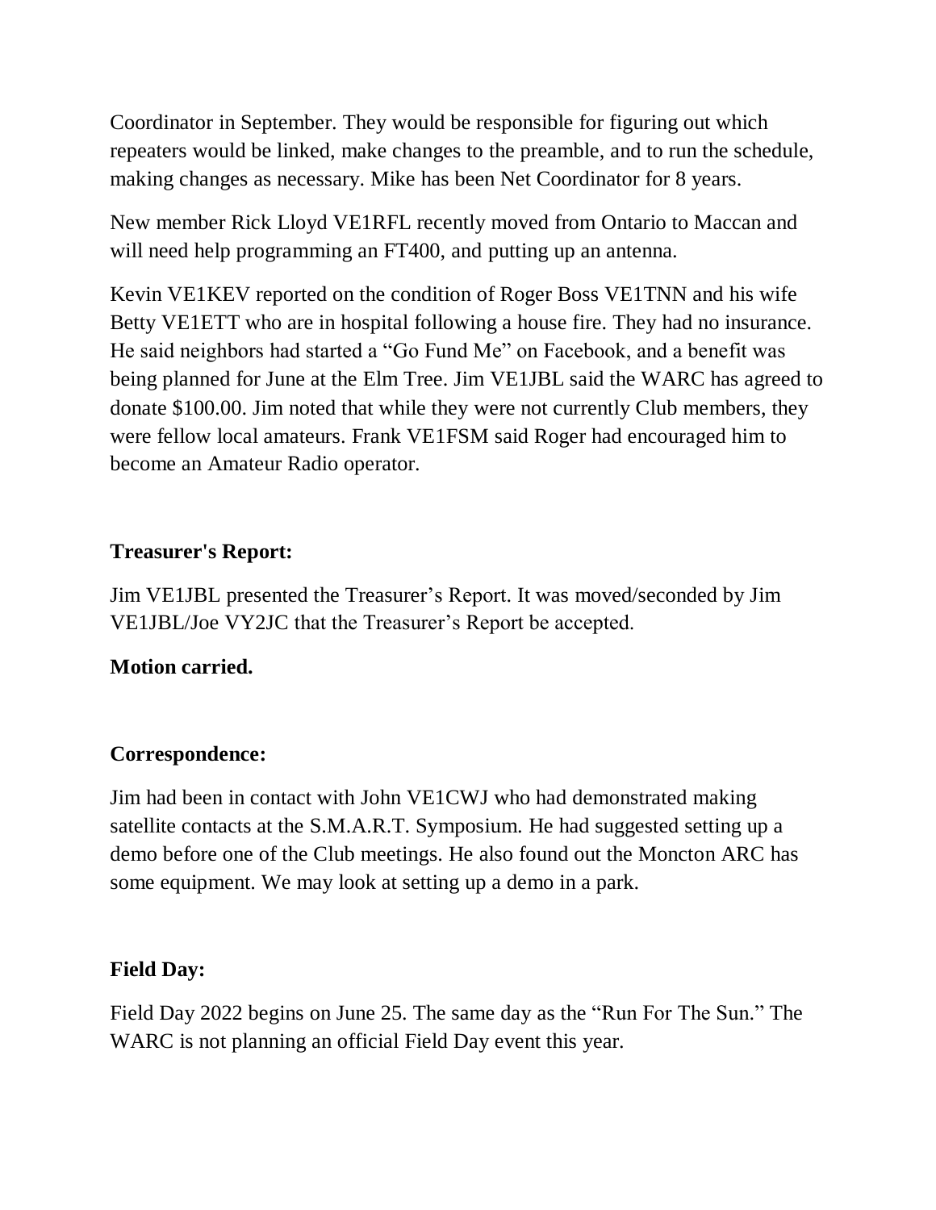Coordinator in September. They would be responsible for figuring out which repeaters would be linked, make changes to the preamble, and to run the schedule, making changes as necessary. Mike has been Net Coordinator for 8 years.

New member Rick Lloyd VE1RFL recently moved from Ontario to Maccan and will need help programming an FT400, and putting up an antenna.

Kevin VE1KEV reported on the condition of Roger Boss VE1TNN and his wife Betty VE1ETT who are in hospital following a house fire. They had no insurance. He said neighbors had started a "Go Fund Me" on Facebook, and a benefit was being planned for June at the Elm Tree. Jim VE1JBL said the WARC has agreed to donate $100.00. Jim noted that while they were not currently Club members, they were fellow local amateurs. Frank VE1FSM said Roger had encouraged him to become an Amateur Radio operator.

**Treasurer's Report:**

Jim VE1JBL presented the Treasurer's Report. It was moved/seconded by Jim VE1JBL/Joe VY2JC that the Treasurer's Report be accepted.

**Motion carried.**

**Correspondence:**

Jim had been in contact with John VE1CWJ who had demonstrated making satellite contacts at the S.M.A.R.T. Symposium. He had suggested setting up a demo before one of the Club meetings. He also found out the Moncton ARC has some equipment. We may look at setting up a demo in a park.

**Field Day:**

Field Day 2022 begins on June 25. The same day as the "Run For The Sun." The WARC is not planning an official Field Day event this year.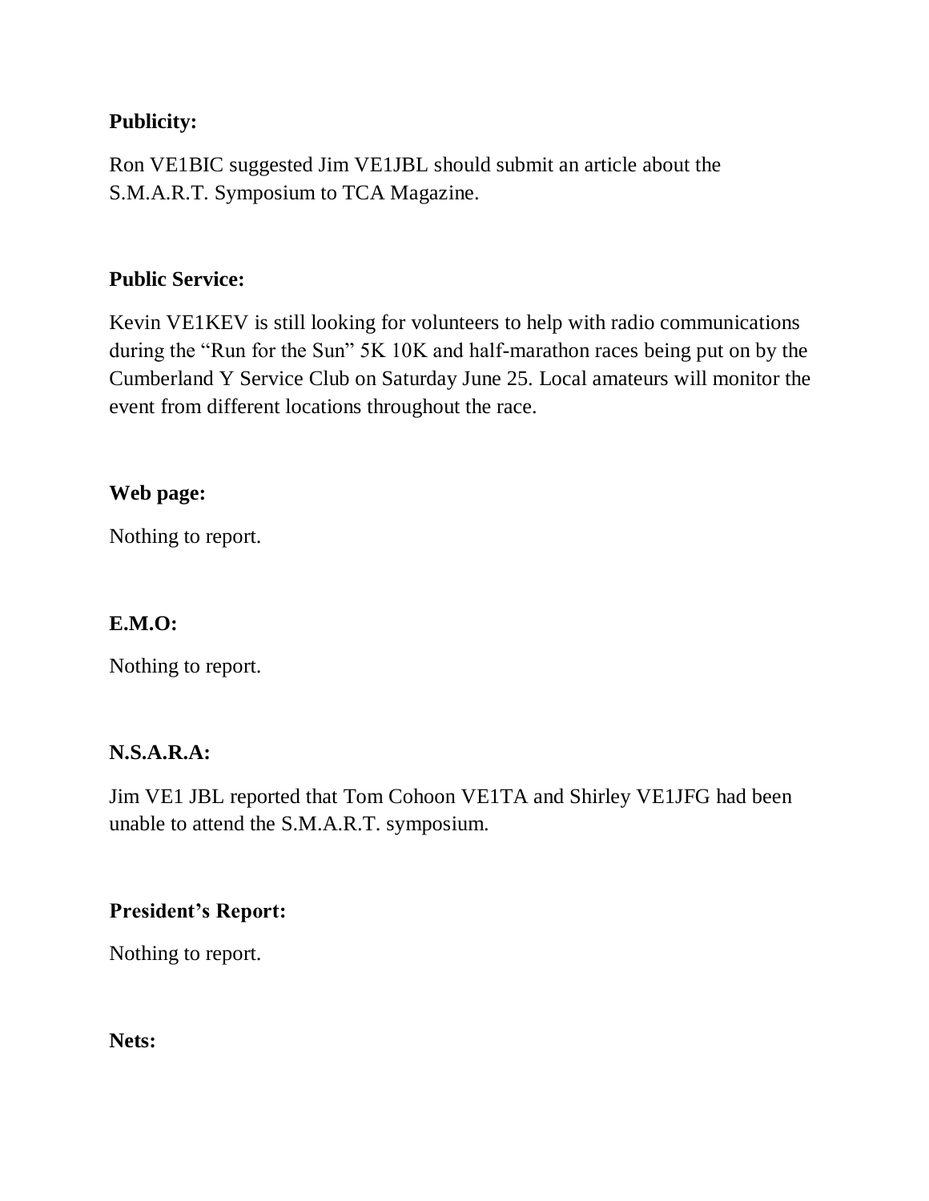**Publicity:**

Ron VE1BIC suggested Jim VE1JBL should submit an article about the S.M.A.R.T. Symposium to TCA Magazine.

**Public Service:**

Kevin VE1KEV is still looking for volunteers to help with radio communications during the “Run for the Sun” 5K 10K and half-marathon races being put on by the Cumberland Y Service Club on Saturday June 25. Local amateurs will monitor the event from different locations throughout the race.

**Web page:**

Nothing to report.

**E.M.O:**

Nothing to report.

**N.S.A.R.A:**

Jim VE1 JBL reported that Tom Cohoon VE1TA and Shirley VE1JFG had been unable to attend the S.M.A.R.T. symposium.

**President’s Report:**

Nothing to report.

**Nets:**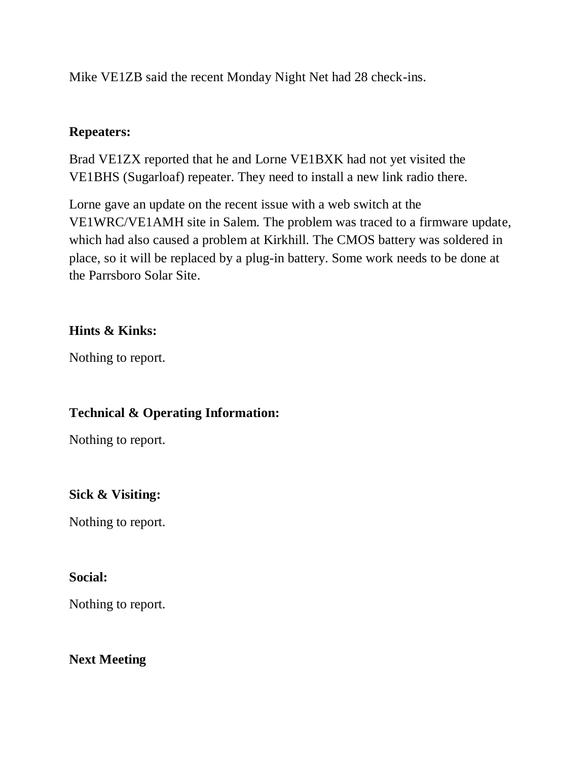Mike VE1ZB said the recent Monday Night Net had 28 check-ins.

**Repeaters:**

Brad VE1ZX reported that he and Lorne VE1BXK had not yet visited the VE1BHS (Sugarloaf) repeater. They need to install a new link radio there.

Lorne gave an update on the recent issue with a web switch at the VE1WRC/VE1AMH site in Salem. The problem was traced to a firmware update, which had also caused a problem at Kirkhill. The CMOS battery was soldered in place, so it will be replaced by a plug-in battery. Some work needs to be done at the Parrsboro Solar Site.

**Hints & Kinks:**

Nothing to report.

**Technical & Operating Information:**

Nothing to report.

**Sick & Visiting:**

Nothing to report.

**Social:**

Nothing to report.

**Next Meeting**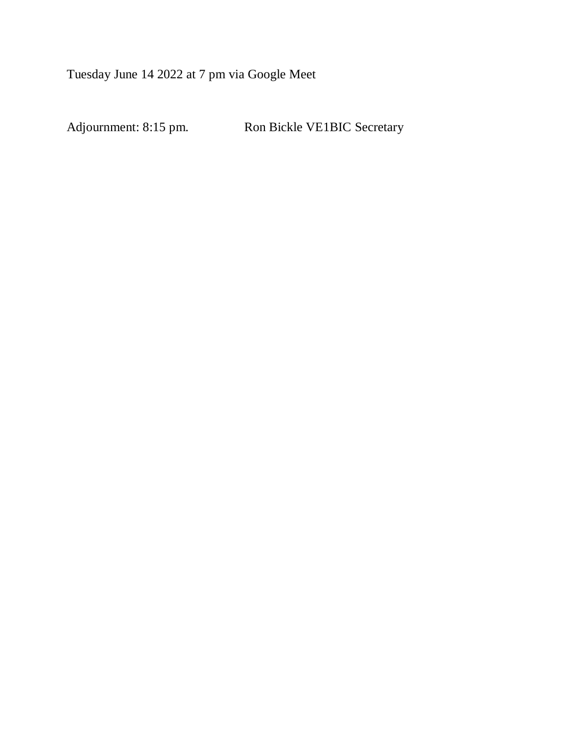Tuesday June 14 2022 at 7 pm via Google Meet

Adjournment: 8:15 pm. Ron Bickle VE1BIC Secretary